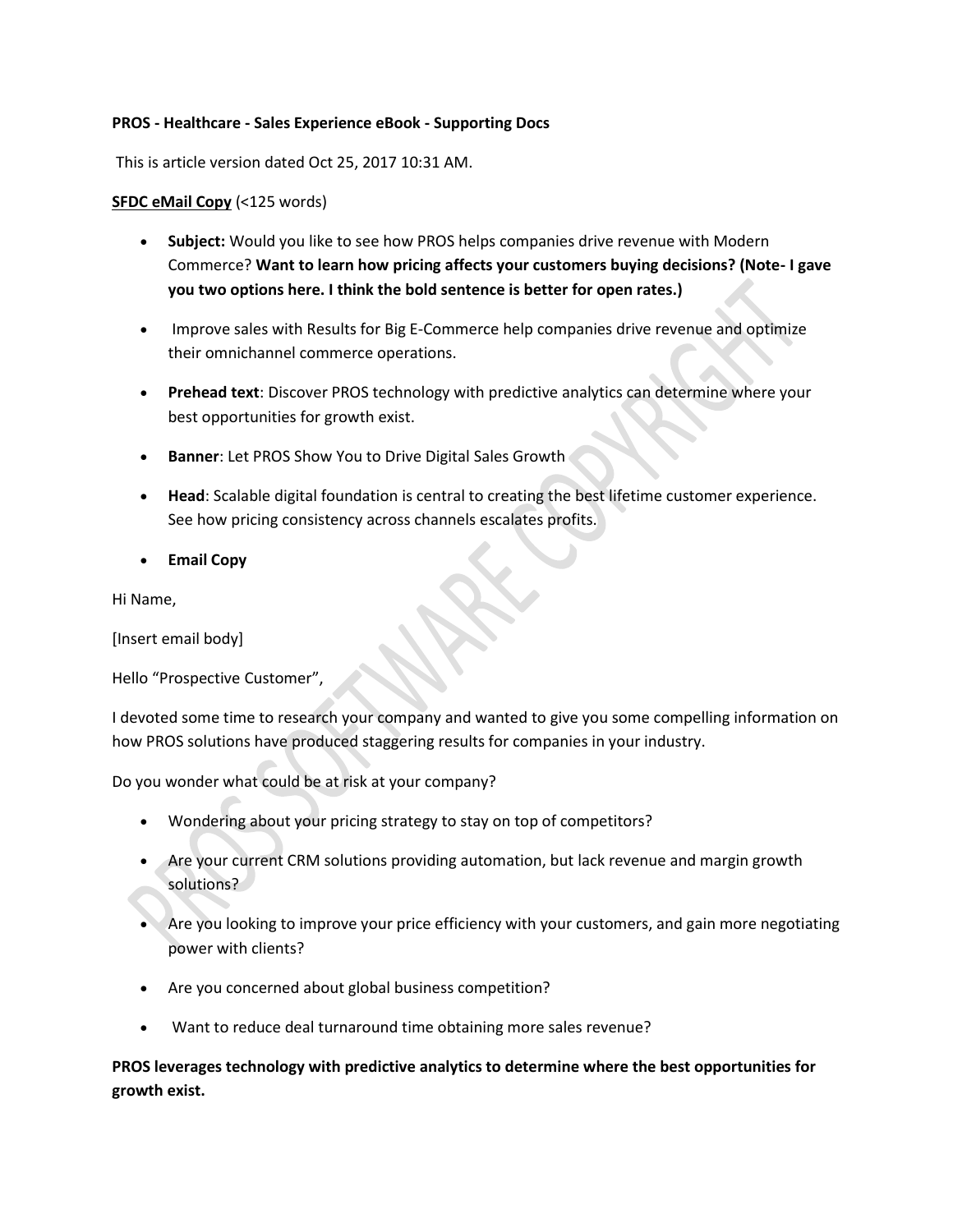**PROS - Healthcare - Sales Experience eBook - Supporting Docs**

This is article version dated Oct 25, 2017 10:31 AM.

**SFDC eMail Copy** (<125 words)

- **Subject:** Would you like to see how PROS helps companies drive revenue with Modern Commerce? **Want to learn how pricing affects your customers buying decisions? (Note- I gave you two options here. I think the bold sentence is better for open rates.)**
- Improve sales with Results for Big E-Commerce help companies drive revenue and optimize their omnichannel commerce operations.
- **Prehead text**: Discover PROS technology with predictive analytics can determine where your best opportunities for growth exist.
- **Banner**: Let PROS Show You to Drive Digital Sales Growth
- **Head**: Scalable digital foundation is central to creating the best lifetime customer experience. See how pricing consistency across channels escalates profits.
- **Email Copy**

Hi Name,

[Insert email body]

Hello "Prospective Customer",

I devoted some time to research your company and wanted to give you some compelling information on how PROS solutions have produced staggering results for companies in your industry.

Do you wonder what could be at risk at your company?

- Wondering about your pricing strategy to stay on top of competitors?
- Are your current CRM solutions providing automation, but lack revenue and margin growth solutions?
- Are you looking to improve your price efficiency with your customers, and gain more negotiating power with clients?
- Are you concerned about global business competition?
- Want to reduce deal turnaround time obtaining more sales revenue?

**PROS leverages technology with predictive analytics to determine where the best opportunities for growth exist.**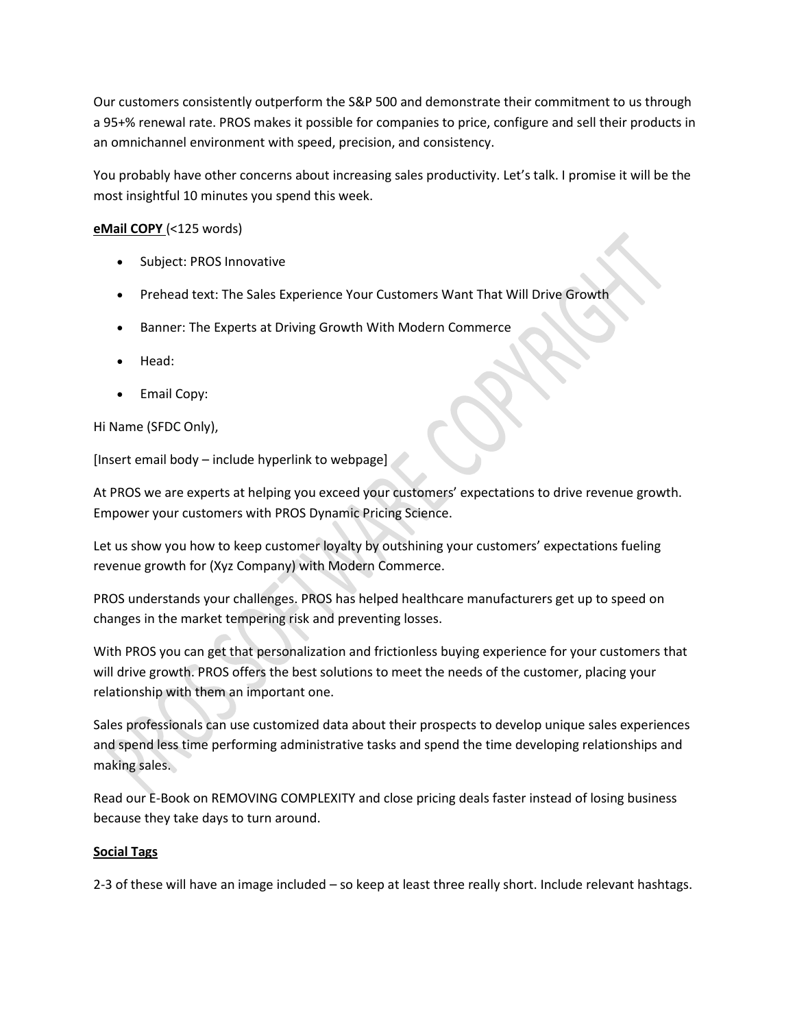Our customers consistently outperform the S&P 500 and demonstrate their commitment to us through a 95+% renewal rate. PROS makes it possible for companies to price, configure and sell their products in an omnichannel environment with speed, precision, and consistency.

You probably have other concerns about increasing sales productivity. Let's talk. I promise it will be the most insightful 10 minutes you spend this week.

**eMail COPY** (<125 words)

- Subject: PROS Innovative
- Prehead text: The Sales Experience Your Customers Want That Will Drive Growth
- Banner: The Experts at Driving Growth With Modern Commerce
- Head:
- Email Copy:

Hi Name (SFDC Only),

[Insert email body – include hyperlink to webpage]

At PROS we are experts at helping you exceed your customers' expectations to drive revenue growth. Empower your customers with PROS Dynamic Pricing Science.

Let us show you how to keep customer loyalty by outshining your customers' expectations fueling revenue growth for (Xyz Company) with Modern Commerce.

PROS understands your challenges. PROS has helped healthcare manufacturers get up to speed on changes in the market tempering risk and preventing losses.

With PROS you can get that personalization and frictionless buying experience for your customers that will drive growth. PROS offers the best solutions to meet the needs of the customer, placing your relationship with them an important one.

Sales professionals can use customized data about their prospects to develop unique sales experiences and spend less time performing administrative tasks and spend the time developing relationships and making sales.

Read our E-Book on REMOVING COMPLEXITY and close pricing deals faster instead of losing business because they take days to turn around.

**Social Tags**

2-3 of these will have an image included – so keep at least three really short. Include relevant hashtags.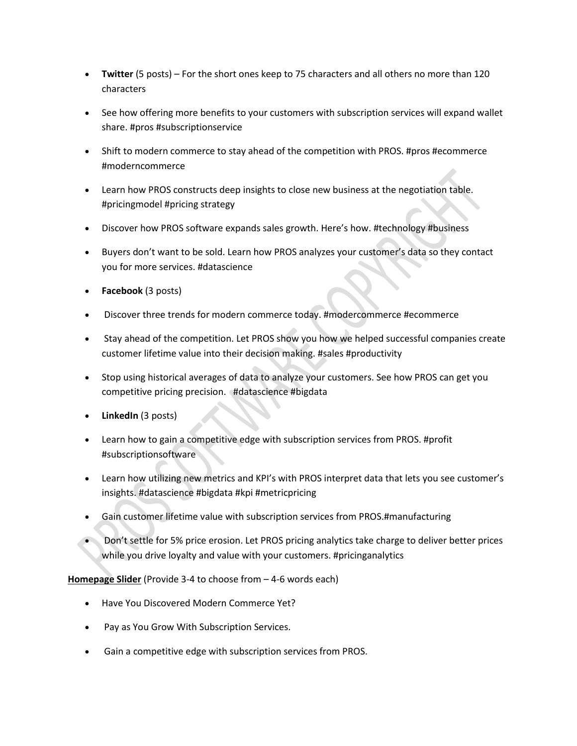- **Twitter** (5 posts) – For the short ones keep to 75 characters and all others no more than 120 characters
- See how offering more benefits to your customers with subscription services will expand wallet share. #pros #subscriptionservice
- Shift to modern commerce to stay ahead of the competition with PROS. #pros #ecommerce #moderncommerce
- Learn how PROS constructs deep insights to close new business at the negotiation table. #pricingmodel #pricing strategy
- Discover how PROS software expands sales growth. Here's how. #technology #business
- Buyers don't want to be sold. Learn how PROS analyzes your customer's data so they contact you for more services. #datascience
- **Facebook** (3 posts)
- Discover three trends for modern commerce today. #modercommerce #ecommerce
- Stay ahead of the competition. Let PROS show you how we helped successful companies create customer lifetime value into their decision making. #sales #productivity
- Stop using historical averages of data to analyze your customers. See how PROS can get you competitive pricing precision. #datascience #bigdata
- **LinkedIn** (3 posts)
- Learn how to gain a competitive edge with subscription services from PROS. #profit #subscriptionsoftware
- Learn how utilizing new metrics and KPI's with PROS interpret data that lets you see customer's insights. #datascience #bigdata #kpi #metricpricing
- Gain customer lifetime value with subscription services from PROS.#manufacturing
- Don't settle for 5% price erosion. Let PROS pricing analytics take charge to deliver better prices while you drive loyalty and value with your customers. #pricinganalytics

**<u>Homepage Slider</u>** (Provide 3-4 to choose from – 4-6 words each)

- Have You Discovered Modern Commerce Yet?
- Pay as You Grow With Subscription Services.
- Gain a competitive edge with subscription services from PROS.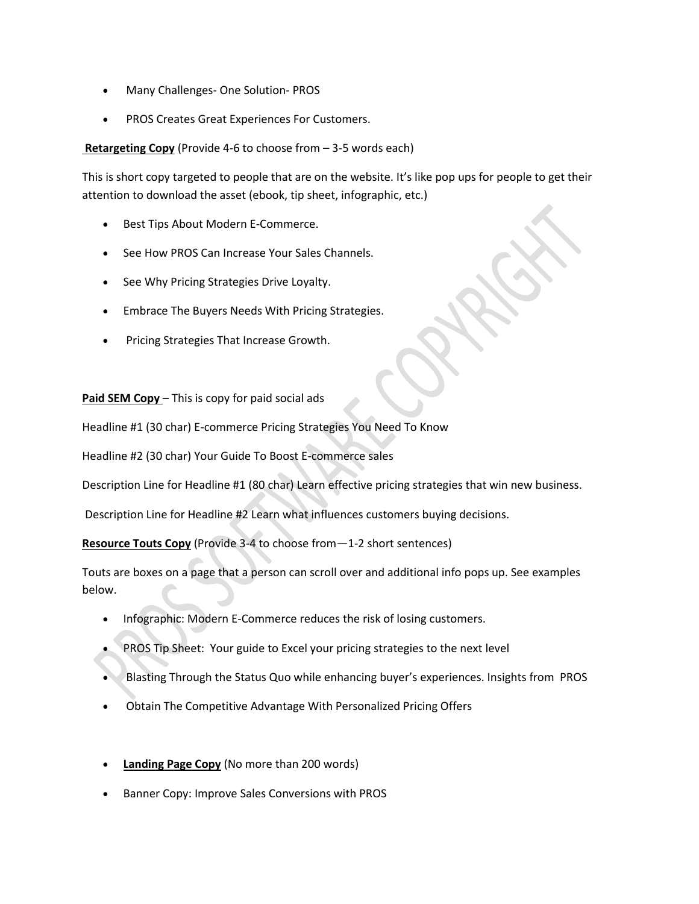- Many Challenges- One Solution- PROS
- PROS Creates Great Experiences For Customers.

**Retargeting Copy** (Provide 4-6 to choose from – 3-5 words each)

This is short copy targeted to people that are on the website. It's like pop ups for people to get their attention to download the asset (ebook, tip sheet, infographic, etc.)

- Best Tips About Modern E-Commerce.
- See How PROS Can Increase Your Sales Channels.
- See Why Pricing Strategies Drive Loyalty.
- Embrace The Buyers Needs With Pricing Strategies.
- Pricing Strategies That Increase Growth.

**Paid SEM Copy** – This is copy for paid social ads

Headline #1 (30 char) E-commerce Pricing Strategies You Need To Know

Headline #2 (30 char) Your Guide To Boost E-commerce sales

Description Line for Headline #1 (80 char) Learn effective pricing strategies that win new business.

Description Line for Headline #2 Learn what influences customers buying decisions.

**Resource Touts Copy** (Provide 3-4 to choose from—1-2 short sentences)

Touts are boxes on a page that a person can scroll over and additional info pops up. See examples below.

- Infographic: Modern E-Commerce reduces the risk of losing customers.
- PROS Tip Sheet: Your guide to Excel your pricing strategies to the next level
- Blasting Through the Status Quo while enhancing buyer's experiences. Insights from PROS
- Obtain The Competitive Advantage With Personalized Pricing Offers

- **Landing Page Copy** (No more than 200 words)
- Banner Copy: Improve Sales Conversions with PROS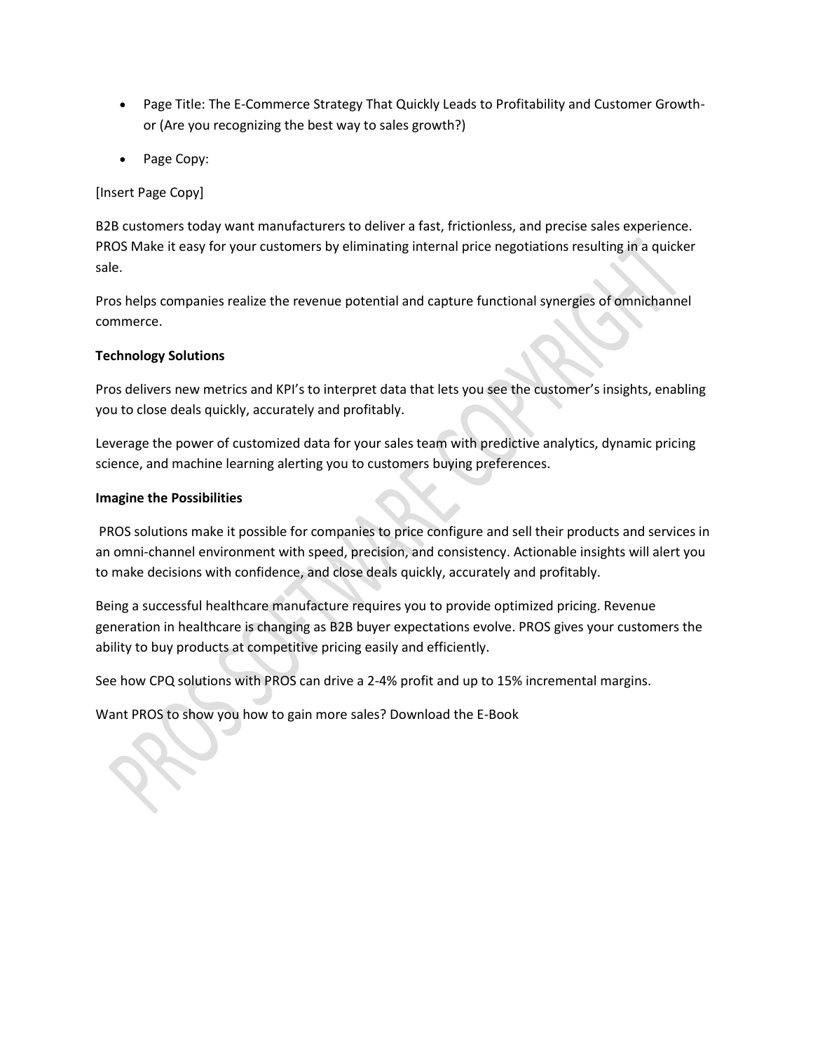- Page Title: The E-Commerce Strategy That Quickly Leads to Profitability and Customer Growth- or (Are you recognizing the best way to sales growth?)
- Page Copy:

[Insert Page Copy]

B2B customers today want manufacturers to deliver a fast, frictionless, and precise sales experience. PROS Make it easy for your customers by eliminating internal price negotiations resulting in a quicker sale.

Pros helps companies realize the revenue potential and capture functional synergies of omnichannel commerce.

**Technology Solutions**

Pros delivers new metrics and KPI's to interpret data that lets you see the customer's insights, enabling you to close deals quickly, accurately and profitably.

Leverage the power of customized data for your sales team with predictive analytics, dynamic pricing science, and machine learning alerting you to customers buying preferences.

**Imagine the Possibilities**

PROS solutions make it possible for companies to price configure and sell their products and services in an omni-channel environment with speed, precision, and consistency. Actionable insights will alert you to make decisions with confidence, and close deals quickly, accurately and profitably.

Being a successful healthcare manufacture requires you to provide optimized pricing. Revenue generation in healthcare is changing as B2B buyer expectations evolve. PROS gives your customers the ability to buy products at competitive pricing easily and efficiently.

See how CPQ solutions with PROS can drive a 2-4% profit and up to 15% incremental margins.

Want PROS to show you how to gain more sales? Download the E-Book